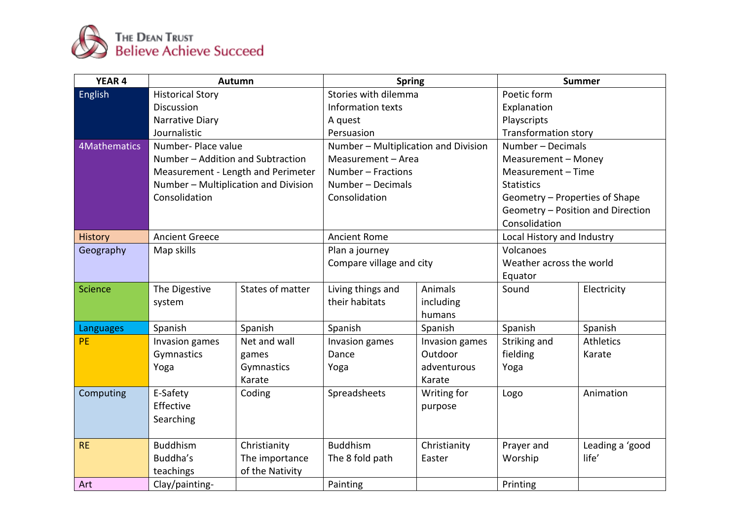The Dean Trust
Believe Achieve Succeed

| YEAR 4 | Autumn | | Spring | | Summer | |
|---|---|---|---|---|---|---|
| English | Historical Story<br>Discussion<br>Narrative Diary<br>Journalistic | | Stories with dilemma<br>Information texts<br>A quest<br>Persuasion | | Poetic form<br>Explanation<br>Playscripts<br>Transformation story | |
| 4Mathematics | Number- Place value<br>Number – Addition and Subtraction<br>Measurement - Length and Perimeter<br>Number – Multiplication and Division<br>Consolidation | | Number – Multiplication and Division<br>Measurement – Area<br>Number – Fractions<br>Number – Decimals<br>Consolidation | | Number – Decimals<br>Measurement – Money<br>Measurement – Time<br>Statistics<br>Geometry – Properties of Shape<br>Geometry – Position and Direction<br>Consolidation | |
| History | Ancient Greece | | Ancient Rome | | Local History and Industry | |
| Geography | Map skills | | Plan a journey<br>Compare village and city | | Volcanoes<br>Weather across the world<br>Equator | |
| Science | The Digestive system | States of matter | Living things and their habitats | Animals including humans | Sound | Electricity |
| Languages | Spanish | Spanish | Spanish | Spanish | Spanish | Spanish |
| PE | Invasion games<br>Gymnastics<br>Yoga | Net and wall games<br>Gymnastics<br>Karate | Invasion games<br>Dance<br>Yoga | Invasion games<br>Outdoor adventurous<br>Karate | Striking and fielding<br>Yoga | Athletics<br>Karate |
| Computing | E-Safety<br>Effective Searching | Coding | Spreadsheets | Writing for purpose | Logo | Animation |
| RE | Buddhism<br>Buddha's teachings | Christianity<br>The importance of the Nativity | Buddhism<br>The 8 fold path | Christianity<br>Easter | Prayer and Worship | Leading a 'good life' |
| Art | Clay/painting- | | Painting | | Printing | |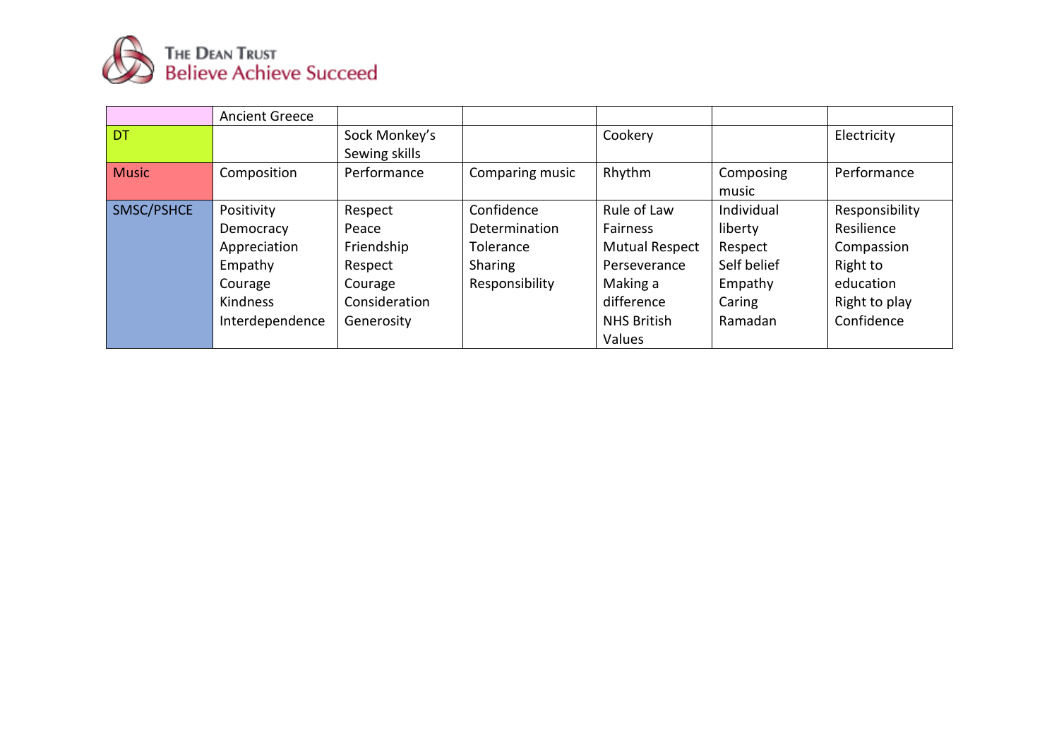| | | | | | | |
|---|---|---|---|---|---|---|
| | Ancient Greece | | | | | |
| DT | | Sock Monkey's Sewing skills | | Cookery | | Electricity |
| Music | Composition | Performance | Comparing music | Rhythm | Composing music | Performance |
| SMSC/PSHCE | Positivity<br>Democracy<br>Appreciation<br>Empathy<br>Courage<br>Kindness<br>Interdependence | Respect<br>Peace<br>Friendship<br>Respect<br>Courage<br>Consideration<br>Generosity | Confidence<br>Determination<br>Tolerance<br>Sharing<br>Responsibility | Rule of Law<br>Fairness<br>Mutual Respect<br>Perseverance<br>Making a difference<br>NHS British Values | Individual liberty<br>Respect<br>Self belief<br>Empathy<br>Caring<br>Ramadan | Responsibility<br>Resilience<br>Compassion<br>Right to education<br>Right to play<br>Confidence |